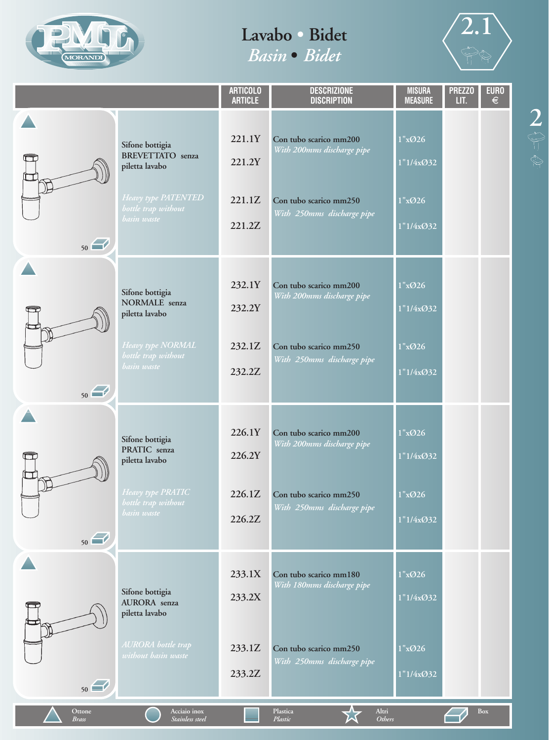# Lavabo • Bidet
## *Basin • Bidet*

2.1

| | ARTICOLO ARTICLE | DESCRIZIONE DISCRIPTION | MISURA MEASURE | PREZZO LIT. | EURO € |
|---|---|---|---|---|---|
| Sifone bottigia BREVETTATO senza piletta lavabo<br>*Heavy type PATENTED bottle trap without basin waste*<br>50 | 221.1Y | Con tubo scarico mm200 *With 200mms discharge pipe* | 1"xØ26 | | |
| | 221.2Y | | 1"1/4xØ32 | | |
| | 221.1Z | Con tubo scarico mm250 *With 250mms discharge pipe* | 1"xØ26 | | |
| | 221.2Z | | 1"1/4xØ32 | | |
| Sifone bottigia NORMALE senza piletta lavabo<br>*Heavy type NORMAL bottle trap without basin waste*<br>50 | 232.1Y | Con tubo scarico mm200 *With 200mms discharge pipe* | 1"xØ26 | | |
| | 232.2Y | | 1"1/4xØ32 | | |
| | 232.1Z | Con tubo scarico mm250 *With 250mms discharge pipe* | 1"xØ26 | | |
| | 232.2Z | | 1"1/4xØ32 | | |
| Sifone bottigia PRATIC senza piletta lavabo<br>*Heavy type PRATIC bottle trap without basin waste*<br>50 | 226.1Y | Con tubo scarico mm200 *With 200mms discharge pipe* | 1"xØ26 | | |
| | 226.2Y | | 1"1/4xØ32 | | |
| | 226.1Z | Con tubo scarico mm250 *With 250mms discharge pipe* | 1"xØ26 | | |
| | 226.2Z | | 1"1/4xØ32 | | |
| Sifone bottigia AURORA senza piletta lavabo<br>*AURORA bottle trap without basin waste*<br>50 | 233.1X | Con tubo scarico mm180 *With 180mms discharge pipe* | 1"xØ26 | | |
| | 233.2X | | 1"1/4xØ32 | | |
| | 233.1Z | Con tubo scarico mm250 *With 250mms discharge pipe* | 1"xØ26 | | |
| | 233.2Z | | 1"1/4xØ32 | | |

Ottone *Brass* | Acciaio inox *Stainless steel* | Plastica *Plastic* | Altri *Others* | Box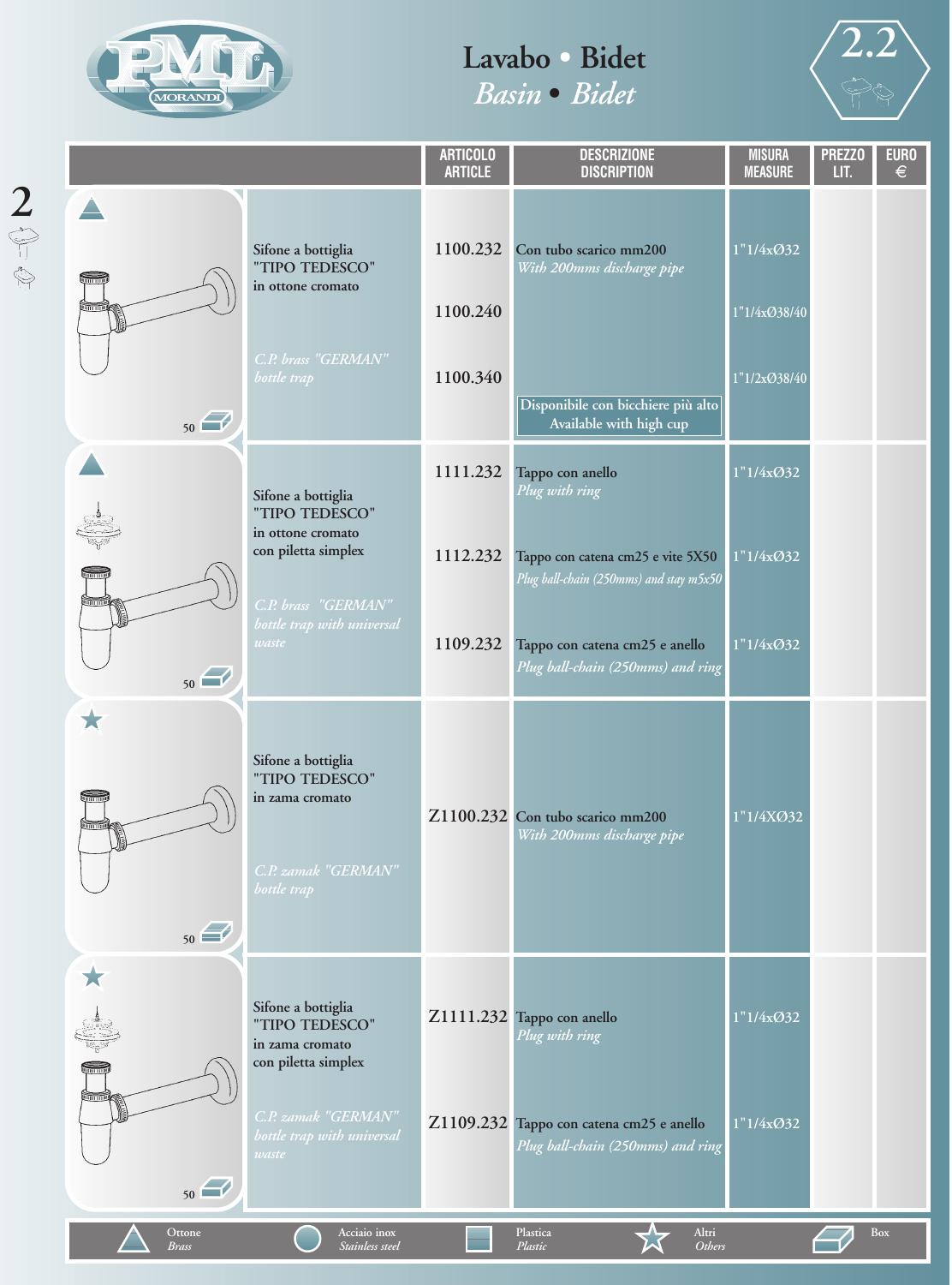# Lavabo • Bidet
## *Basin • Bidet*

2.2

| | | ARTICOLO ARTICLE | DESCRIZIONE DISCRIPTION | MISURA MEASURE | PREZZO LIT. | EURO € |
|---|---|---|---|---|---|---|
| ▲ 50 | Sifone a bottiglia "TIPO TEDESCO" in ottone cromato *C.P. brass "GERMAN" bottle trap* | 1100.232 | Con tubo scarico mm200 *With 200mms discharge pipe* | 1"1/4xØ32 | | |
| | | 1100.240 | | 1"1/4xØ38/40 | | |
| | | 1100.340 | Disponibile con bicchiere più alto Available with high cup | 1"1/2xØ38/40 | | |
| ▲ 50 | Sifone a bottiglia "TIPO TEDESCO" in ottone cromato con piletta simplex *C.P. brass "GERMAN" bottle trap with universal waste* | 1111.232 | Tappo con anello *Plug with ring* | 1"1/4xØ32 | | |
| | | 1112.232 | Tappo con catena cm25 e vite 5X50 *Plug ball-chain (250mms) and stay m5x50* | 1"1/4xØ32 | | |
| | | 1109.232 | Tappo con catena cm25 e anello *Plug ball-chain (250mms) and ring* | 1"1/4xØ32 | | |
| ★ 50 | Sifone a bottiglia "TIPO TEDESCO" in zama cromato *C.P. zamak "GERMAN" bottle trap* | Z1100.232 | Con tubo scarico mm200 *With 200mms discharge pipe* | 1"1/4XØ32 | | |
| ★ 50 | Sifone a bottiglia "TIPO TEDESCO" in zama cromato con piletta simplex *C.P. zamak "GERMAN" bottle trap with universal waste* | Z1111.232 | Tappo con anello *Plug with ring* | 1"1/4xØ32 | | |
| | | Z1109.232 | Tappo con catena cm25 e anello *Plug ball-chain (250mms) and ring* | 1"1/4xØ32 | | |

▲ Ottone *Brass* ● Acciaio inox *Stainless steel* ■ Plastica *Plastic* ★ Altri *Others* Box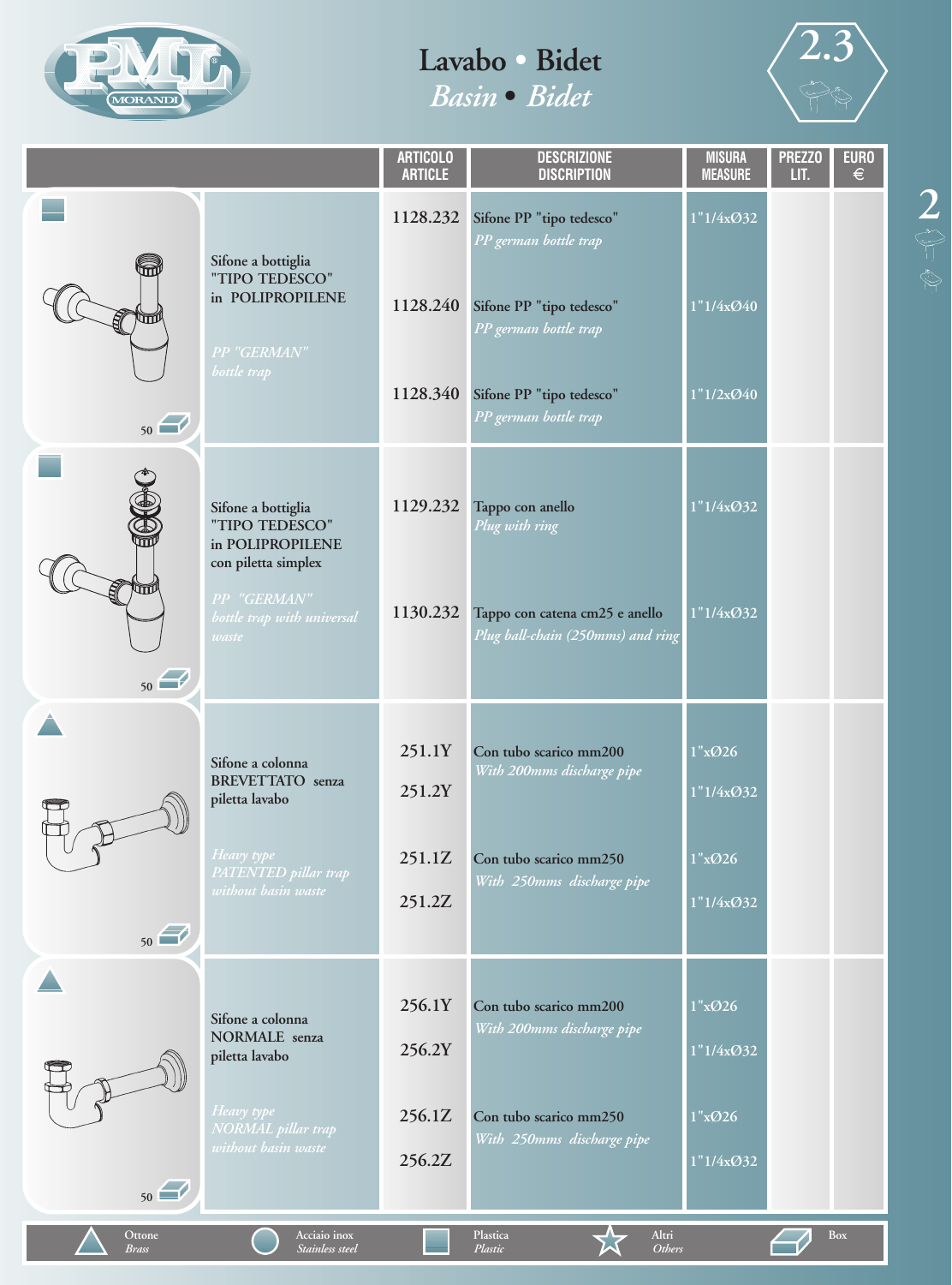# Lavabo • Bidet

## *Basin • Bidet*

2.3

| | ARTICOLO ARTICLE | DESCRIZIONE DISCRIPTION | MISURA MEASURE | PREZZO LIT. | EURO € |
|---|---|---|---|---|---|
| Sifone a bottiglia "TIPO TEDESCO" in POLIPROPILENE *PP "GERMAN" bottle trap* (50) | 1128.232 | Sifone PP "tipo tedesco" *PP german bottle trap* | 1"1/4xØ32 | | |
| | 1128.240 | Sifone PP "tipo tedesco" *PP german bottle trap* | 1"1/4xØ40 | | |
| | 1128.340 | Sifone PP "tipo tedesco" *PP german bottle trap* | 1"1/2xØ40 | | |
| Sifone a bottiglia "TIPO TEDESCO" in POLIPROPILENE con piletta simplex *PP "GERMAN" bottle trap with universal waste* (50) | 1129.232 | Tappo con anello *Plug with ring* | 1"1/4xØ32 | | |
| | 1130.232 | Tappo con catena cm25 e anello *Plug ball-chain (250mms) and ring* | 1"1/4xØ32 | | |
| Sifone a colonna BREVETTATO senza piletta lavabo *Heavy type PATENTED pillar trap without basin waste* (50) | 251.1Y | Con tubo scarico mm200 *With 200mms discharge pipe* | 1"xØ26 | | |
| | 251.2Y | | 1"1/4xØ32 | | |
| | 251.1Z | Con tubo scarico mm250 *With 250mms discharge pipe* | 1"xØ26 | | |
| | 251.2Z | | 1"1/4xØ32 | | |
| Sifone a colonna NORMALE senza piletta lavabo *Heavy type NORMAL pillar trap without basin waste* (50) | 256.1Y | Con tubo scarico mm200 *With 200mms discharge pipe* | 1"xØ26 | | |
| | 256.2Y | | 1"1/4xØ32 | | |
| | 256.1Z | Con tubo scarico mm250 *With 250mms discharge pipe* | 1"xØ26 | | |
| | 256.2Z | | 1"1/4xØ32 | | |

Ottone *Brass* | Acciaio inox *Stainless steel* | Plastica *Plastic* | Altri *Others* | Box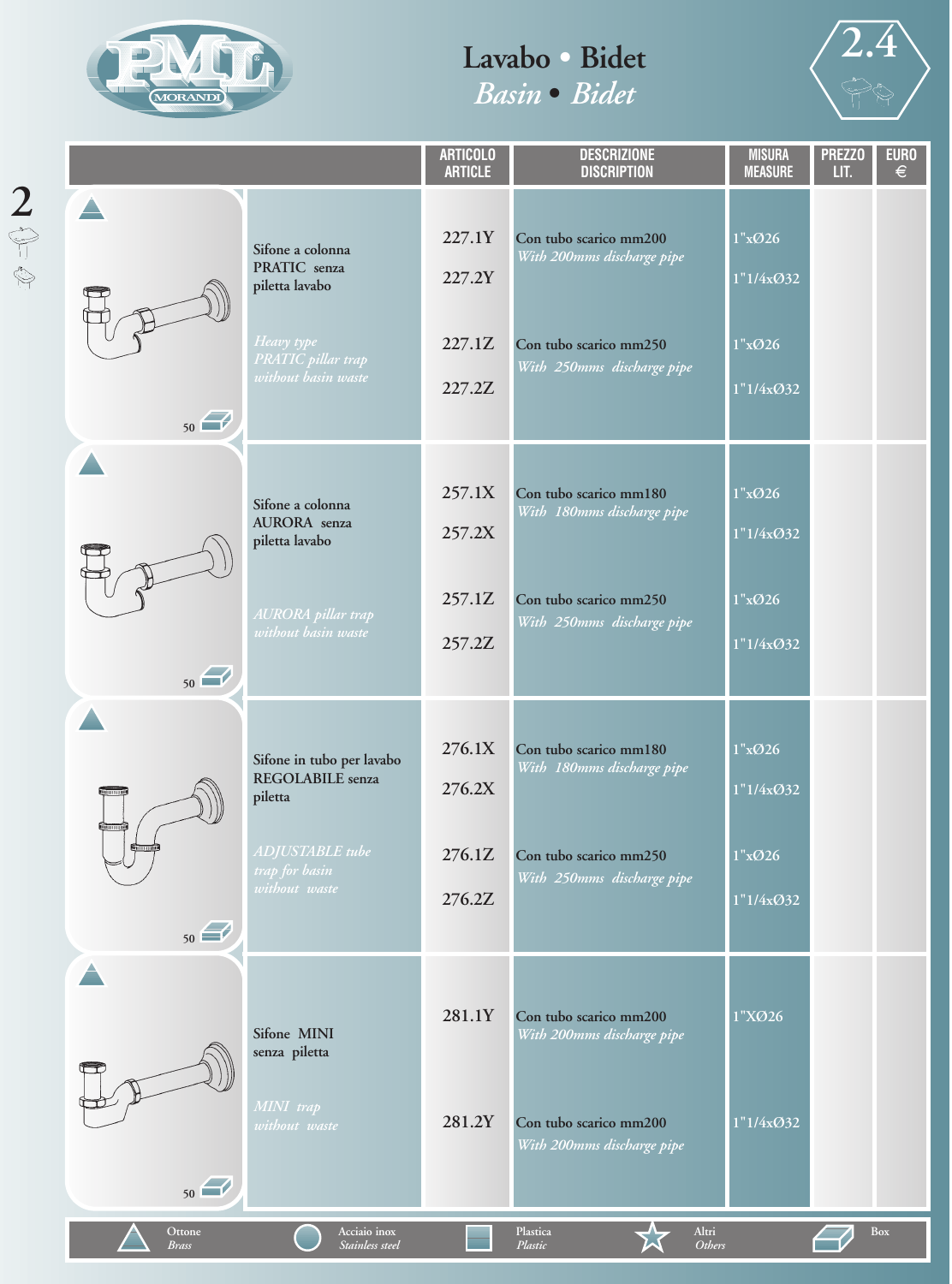# Lavabo • Bidet
## *Basin • Bidet*

2.4

| | ARTICOLO ARTICLE | DESCRIZIONE DISCRIPTION | MISURA MEASURE | PREZZO LIT. | EURO € |
|---|---|---|---|---|---|
| Sifone a colonna PRATIC senza piletta lavabo<br>*Heavy type PRATIC pillar trap without basin waste* | 227.1Y | Con tubo scarico mm200<br>*With 200mms discharge pipe* | 1"xØ26 | | |
| | 227.2Y | | 1"1/4xØ32 | | |
| | 227.1Z | Con tubo scarico mm250<br>*With 250mms discharge pipe* | 1"xØ26 | | |
| | 227.2Z | | 1"1/4xØ32 | | |
| Sifone a colonna AURORA senza piletta lavabo<br>*AURORA pillar trap without basin waste* | 257.1X | Con tubo scarico mm180<br>*With 180mms discharge pipe* | 1"xØ26 | | |
| | 257.2X | | 1"1/4xØ32 | | |
| | 257.1Z | Con tubo scarico mm250<br>*With 250mms discharge pipe* | 1"xØ26 | | |
| | 257.2Z | | 1"1/4xØ32 | | |
| Sifone in tubo per lavabo REGOLABILE senza piletta<br>*ADJUSTABLE tube trap for basin without waste* | 276.1X | Con tubo scarico mm180<br>*With 180mms discharge pipe* | 1"xØ26 | | |
| | 276.2X | | 1"1/4xØ32 | | |
| | 276.1Z | Con tubo scarico mm250<br>*With 250mms discharge pipe* | 1"xØ26 | | |
| | 276.2Z | | 1"1/4xØ32 | | |
| Sifone MINI senza piletta<br>*MINI trap without waste* | 281.1Y | Con tubo scarico mm200<br>*With 200mms discharge pipe* | 1"XØ26 | | |
| | 281.2Y | Con tubo scarico mm200<br>*With 200mms discharge pipe* | 1"1/4xØ32 | | |

Box: 50 (each article)

Ottone *Brass* — Acciaio inox *Stainless steel* — Plastica *Plastic* — Altri *Others* — Box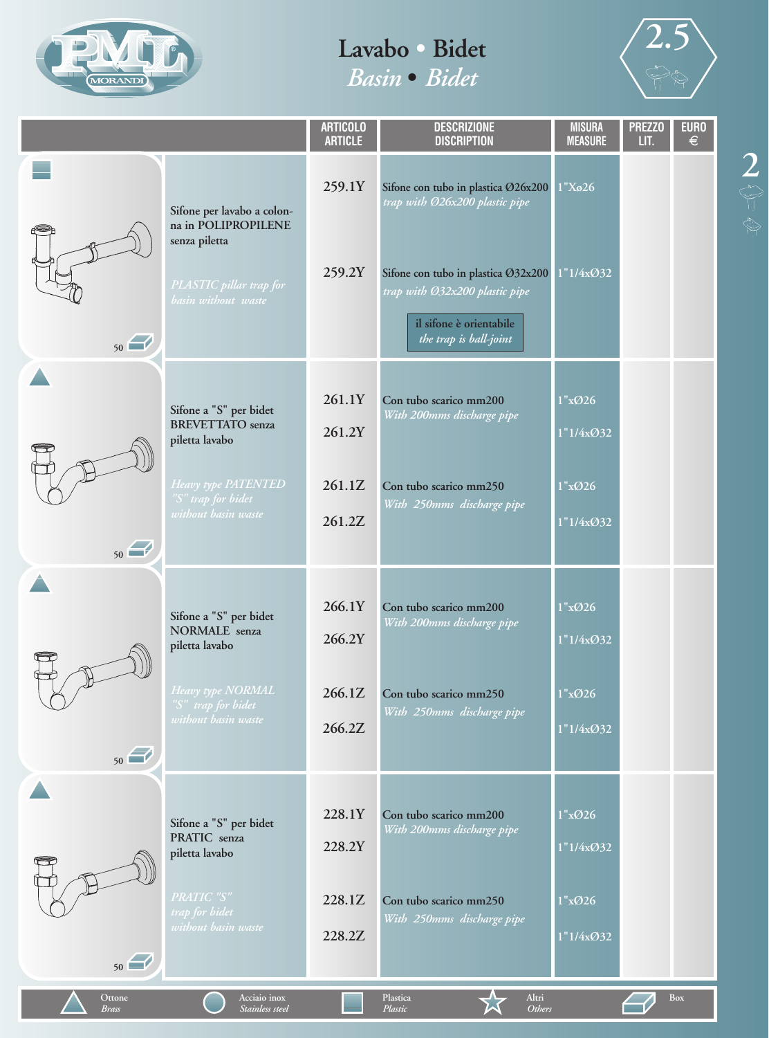# Lavabo • Bidet

## *Basin • Bidet*

2.5

| | ARTICOLO ARTICLE | DESCRIZIONE DISCRIPTION | MISURA MEASURE | PREZZO LIT. | EURO € |
|---|---|---|---|---|---|
| Sifone per lavabo a colonna in POLIPROPILENE senza piletta *PLASTIC pillar trap for basin without waste* (Plastica, 50) | 259.1Y | Sifone con tubo in plastica Ø26x200 *trap with Ø26x200 plastic pipe* | 1"Xø26 | | |
| | 259.2Y | Sifone con tubo in plastica Ø32x200 *trap with Ø32x200 plastic pipe* — il sifone è orientabile *the trap is ball-joint* | 1"1/4xØ32 | | |
| Sifone a "S" per bidet BREVETTATO senza piletta lavabo *Heavy type PATENTED "S" trap for bidet without basin waste* (Ottone, 50) | 261.1Y | Con tubo scarico mm200 *With 200mms discharge pipe* | 1"xØ26 | | |
| | 261.2Y | | 1"1/4xØ32 | | |
| | 261.1Z | Con tubo scarico mm250 *With 250mms discharge pipe* | 1"xØ26 | | |
| | 261.2Z | | 1"1/4xØ32 | | |
| Sifone a "S" per bidet NORMALE senza piletta lavabo *Heavy type NORMAL "S" trap for bidet without basin waste* (Ottone, 50) | 266.1Y | Con tubo scarico mm200 *With 200mms discharge pipe* | 1"xØ26 | | |
| | 266.2Y | | 1"1/4xØ32 | | |
| | 266.1Z | Con tubo scarico mm250 *With 250mms discharge pipe* | 1"xØ26 | | |
| | 266.2Z | | 1"1/4xØ32 | | |
| Sifone a "S" per bidet PRATIC senza piletta lavabo *PRATIC "S" trap for bidet without basin waste* (Ottone, 50) | 228.1Y | Con tubo scarico mm200 *With 200mms discharge pipe* | 1"xØ26 | | |
| | 228.2Y | | 1"1/4xØ32 | | |
| | 228.1Z | Con tubo scarico mm250 *With 250mms discharge pipe* | 1"xØ26 | | |
| | 228.2Z | | 1"1/4xØ32 | | |

Ottone *Brass* — Acciaio inox *Stainless steel* — Plastica *Plastic* — Altri *Others* — Box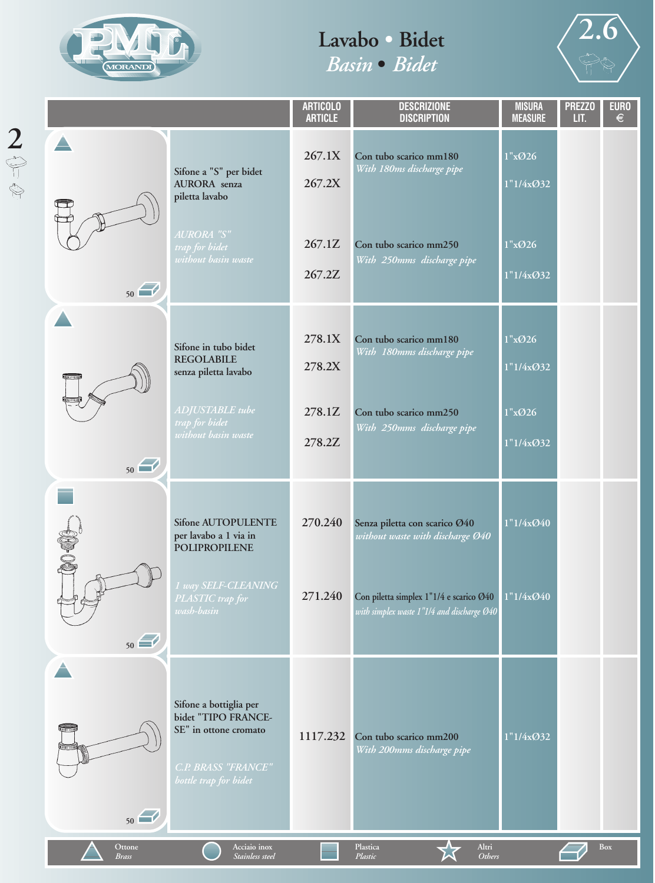# Lavabo • Bidet
## *Basin • Bidet*

**2.6**

| | ARTICOLO / ARTICLE | DESCRIZIONE / DISCRIPTION | MISURA / MEASURE | PREZZO LIT. | EURO € |
|---|---|---|---|---|---|
| Sifone a "S" per bidet AURORA senza piletta lavabo — *AURORA "S" trap for bidet without basin waste* — 50 | 267.1X | Con tubo scarico mm180 *With 180ms discharge pipe* | 1"xØ26 | | |
| | 267.2X | | 1"1/4xØ32 | | |
| | 267.1Z | Con tubo scarico mm250 *With 250mms discharge pipe* | 1"xØ26 | | |
| | 267.2Z | | 1"1/4xØ32 | | |
| Sifone in tubo bidet REGOLABILE senza piletta lavabo — *ADJUSTABLE tube trap for bidet without basin waste* — 50 | 278.1X | Con tubo scarico mm180 *With 180mms discharge pipe* | 1"xØ26 | | |
| | 278.2X | | 1"1/4xØ32 | | |
| | 278.1Z | Con tubo scarico mm250 *With 250mms discharge pipe* | 1"xØ26 | | |
| | 278.2Z | | 1"1/4xØ32 | | |
| Sifone AUTOPULENTE per lavabo a 1 via in POLIPROPILENE — *1 way SELF-CLEANING PLASTIC trap for wash-basin* — 50 | 270.240 | Senza piletta con scarico Ø40 *without waste with discharge Ø40* | 1"1/4xØ40 | | |
| | 271.240 | Con piletta simplex 1"1/4 e scarico Ø40 *with simplex waste 1"1/4 and discharge Ø40* | 1"1/4xØ40 | | |
| Sifone a bottiglia per bidet "TIPO FRANCESE" in ottone cromato — *C.P. BRASS "FRANCE" bottle trap for bidet* — 50 | 1117.232 | Con tubo scarico mm200 *With 200mms discharge pipe* | 1"1/4xØ32 | | |

Ottone *Brass* — Acciaio inox *Stainless steel* — Plastica *Plastic* — Altri *Others* — Box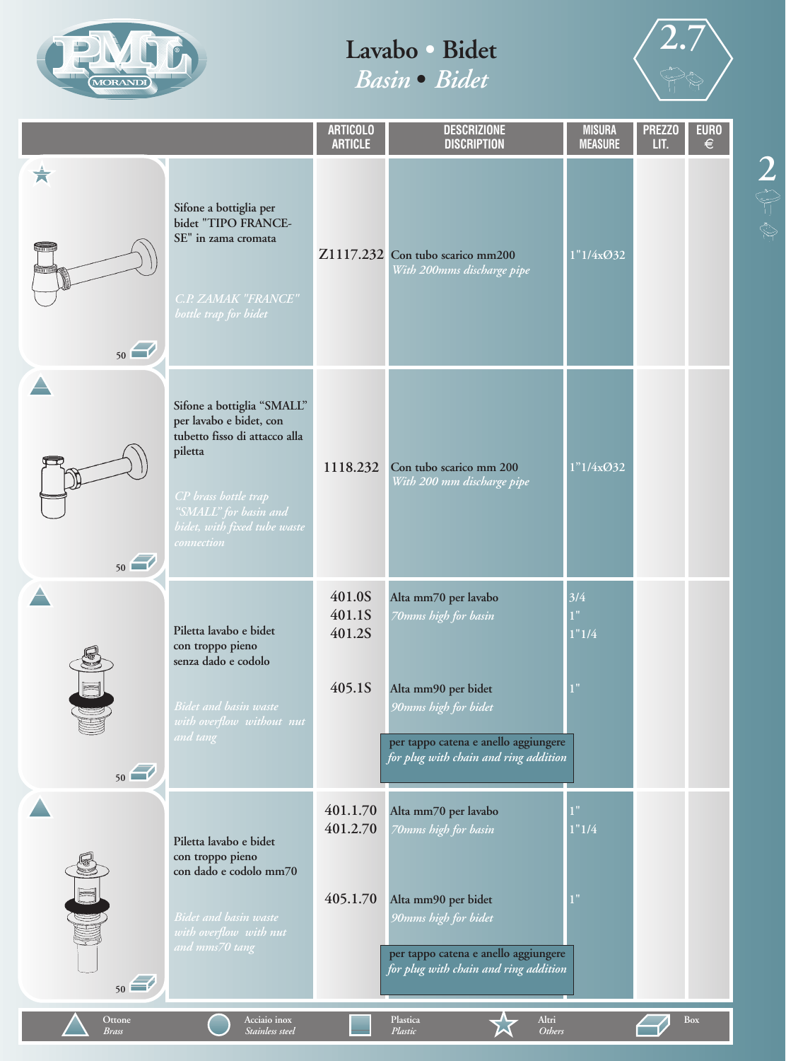# Lavabo • Bidet
## *Basin • Bidet*

2.7

| | ARTICOLO ARTICLE | DESCRIZIONE DISCRIPTION | MISURA MEASURE | PREZZO LIT. | EURO € |
|---|---|---|---|---|---|
| Sifone a bottiglia per bidet "TIPO FRANCESE" in zama cromata<br>*C.P. ZAMAK "FRANCE" bottle trap for bidet*<br>50 | Z1117.232 | Con tubo scarico mm200<br>*With 200mms discharge pipe* | 1"1/4xØ32 | | |
| Sifone a bottiglia "SMALL" per lavabo e bidet, con tubetto fisso di attacco alla piletta<br>*CP brass bottle trap "SMALL" for basin and bidet, with fixed tube waste connection*<br>50 | 1118.232 | Con tubo scarico mm 200<br>*With 200 mm discharge pipe* | 1"1/4xØ32 | | |
| Piletta lavabo e bidet con troppo pieno senza dado e codolo<br>*Bidet and basin waste with overflow without nut and tang*<br>50 | 401.0S<br>401.1S<br>401.2S | Alta mm70 per lavabo<br>*70mms high for basin* | 3/4<br>1"<br>1"1/4 | | |
| | 405.1S | Alta mm90 per bidet<br>*90mms high for bidet* | 1" | | |
| | | per tappo catena e anello aggiungere<br>*for plug with chain and ring addition* | | | |
| Piletta lavabo e bidet con troppo pieno con dado e codolo mm70<br>*Bidet and basin waste with overflow with nut and mms70 tang*<br>50 | 401.1.70<br>401.2.70 | Alta mm70 per lavabo<br>*70mms high for basin* | 1"<br>1"1/4 | | |
| | 405.1.70 | Alta mm90 per bidet<br>*90mms high for bidet* | 1" | | |
| | | per tappo catena e anello aggiungere<br>*for plug with chain and ring addition* | | | |

Ottone *Brass* | Acciaio inox *Stainless steel* | Plastica *Plastic* | Altri *Others* | Box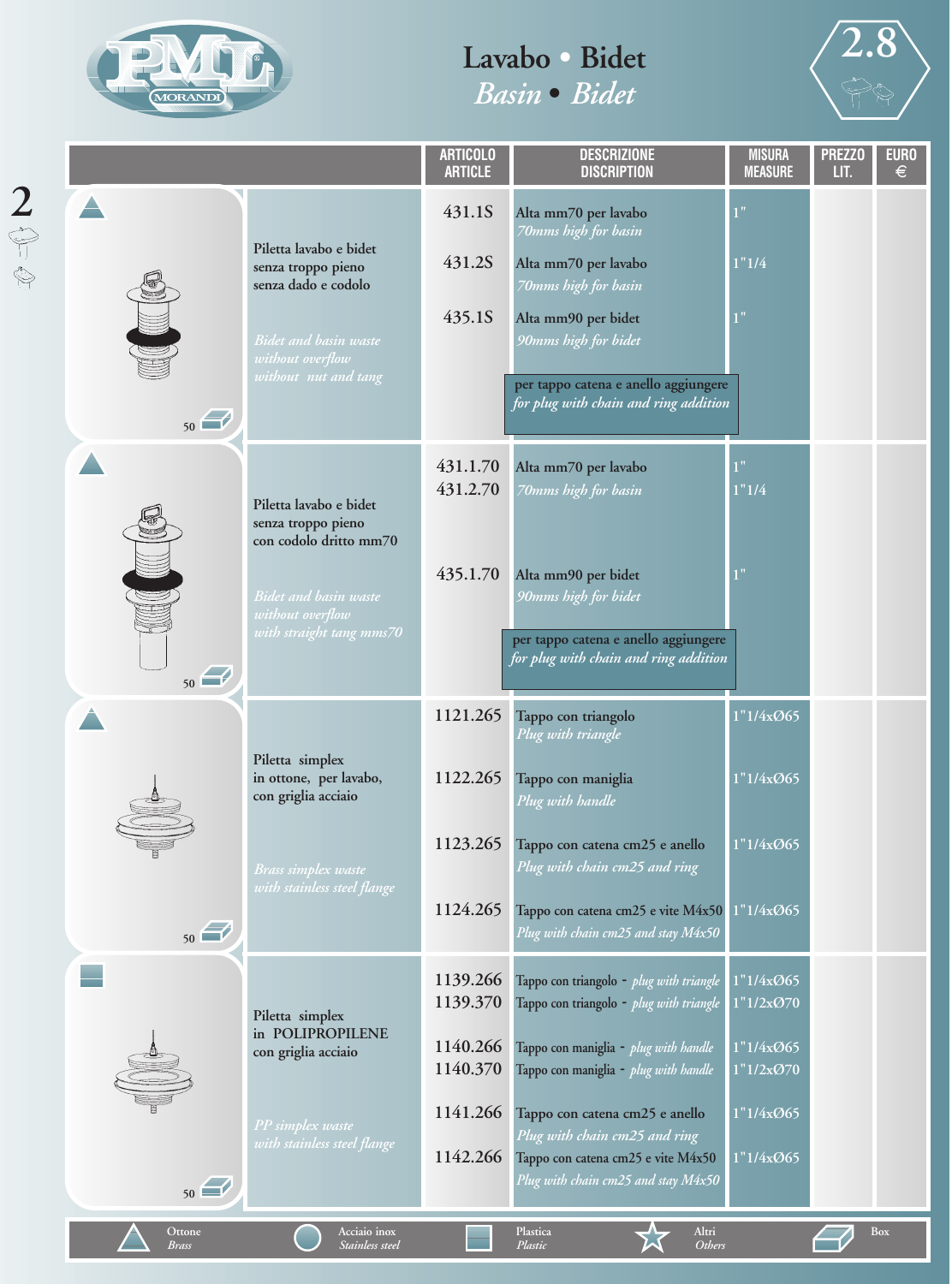# Lavabo • Bidet

## *Basin • Bidet*

2.8

| | ARTICOLO ARTICLE | DESCRIZIONE DISCRIPTION | MISURA MEASURE | PREZZO LIT. | EURO € |
|---|---|---|---|---|---|
| **Piletta lavabo e bidet senza troppo pieno senza dado e codolo** *Bidet and basin waste without overflow without nut and tang* (50) | 431.1S | Alta mm70 per lavabo *70mms high for basin* | 1" | | |
| | 431.2S | Alta mm70 per lavabo *70mms high for basin* | 1"1/4 | | |
| | 435.1S | Alta mm90 per bidet *90mms high for bidet* | 1" | | |
| | | per tappo catena e anello aggiungere *for plug with chain and ring addition* | | | |
| **Piletta lavabo e bidet senza troppo pieno con codolo dritto mm70** *Bidet and basin waste without overflow with straight tang mms70* (50) | 431.1.70 | Alta mm70 per lavabo *70mms high for basin* | 1" | | |
| | 431.2.70 | | 1"1/4 | | |
| | 435.1.70 | Alta mm90 per bidet *90mms high for bidet* | 1" | | |
| | | per tappo catena e anello aggiungere *for plug with chain and ring addition* | | | |
| **Piletta simplex in ottone, per lavabo, con griglia acciaio** *Brass simplex waste with stainless steel flange* (50) | 1121.265 | Tappo con triangolo *Plug with triangle* | 1"1/4xØ65 | | |
| | 1122.265 | Tappo con maniglia *Plug with handle* | 1"1/4xØ65 | | |
| | 1123.265 | Tappo con catena cm25 e anello *Plug with chain cm25 and ring* | 1"1/4xØ65 | | |
| | 1124.265 | Tappo con catena cm25 e vite M4x50 *Plug with chain cm25 and stay M4x50* | 1"1/4xØ65 | | |
| **Piletta simplex in POLIPROPILENE con griglia acciaio** *PP simplex waste with stainless steel flange* (50) | 1139.266 | Tappo con triangolo - *plug with triangle* | 1"1/4xØ65 | | |
| | 1139.370 | Tappo con triangolo - *plug with triangle* | 1"1/2xØ70 | | |
| | 1140.266 | Tappo con maniglia - *plug with handle* | 1"1/4xØ65 | | |
| | 1140.370 | Tappo con maniglia - *plug with handle* | 1"1/2xØ70 | | |
| | 1141.266 | Tappo con catena cm25 e anello *Plug with chain cm25 and ring* | 1"1/4xØ65 | | |
| | 1142.266 | Tappo con catena cm25 e vite M4x50 *Plug with chain cm25 and stay M4x50* | 1"1/4xØ65 | | |

Ottone *Brass* | Acciaio inox *Stainless steel* | Plastica *Plastic* | Altri *Others* | Box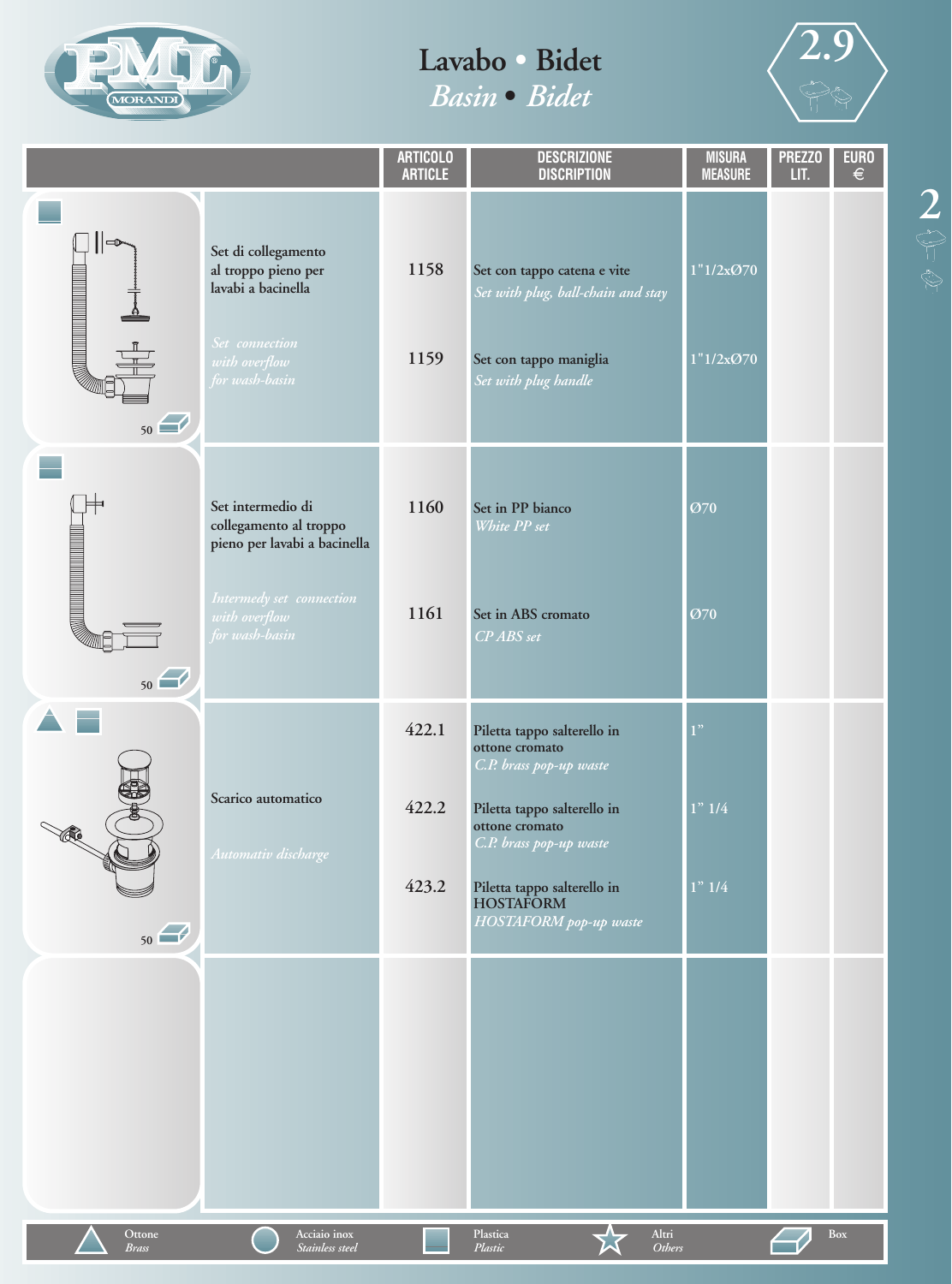# Lavabo • Bidet
## *Basin • Bidet*

2.9

| | ARTICOLO ARTICLE | DESCRIZIONE DISCRIPTION | MISURA MEASURE | PREZZO LIT. | EURO € |
|---|---|---|---|---|---|
| Set di collegamento al troppo pieno per lavabi a bacinella *Set connection with overflow for wash-basin* (50) | 1158 | Set con tappo catena e vite *Set with plug, ball-chain and stay* | 1"1/2xØ70 | | |
| | 1159 | Set con tappo maniglia *Set with plug handle* | 1"1/2xØ70 | | |
| Set intermedio di collegamento al troppo pieno per lavabi a bacinella *Intermedy set connection with overflow for wash-basin* (50) | 1160 | Set in PP bianco *White PP set* | Ø70 | | |
| | 1161 | Set in ABS cromato *CP ABS set* | Ø70 | | |
| Scarico automatico *Automativ discharge* (50) | 422.1 | Piletta tappo salterello in ottone cromato *C.P. brass pop-up waste* | 1" | | |
| | 422.2 | Piletta tappo salterello in ottone cromato *C.P. brass pop-up waste* | 1" 1/4 | | |
| | 423.2 | Piletta tappo salterello in HOSTAFORM *HOSTAFORM pop-up waste* | 1" 1/4 | | |

Ottone *Brass* — Acciaio inox *Stainless steel* — Plastica *Plastic* — Altri *Others* — Box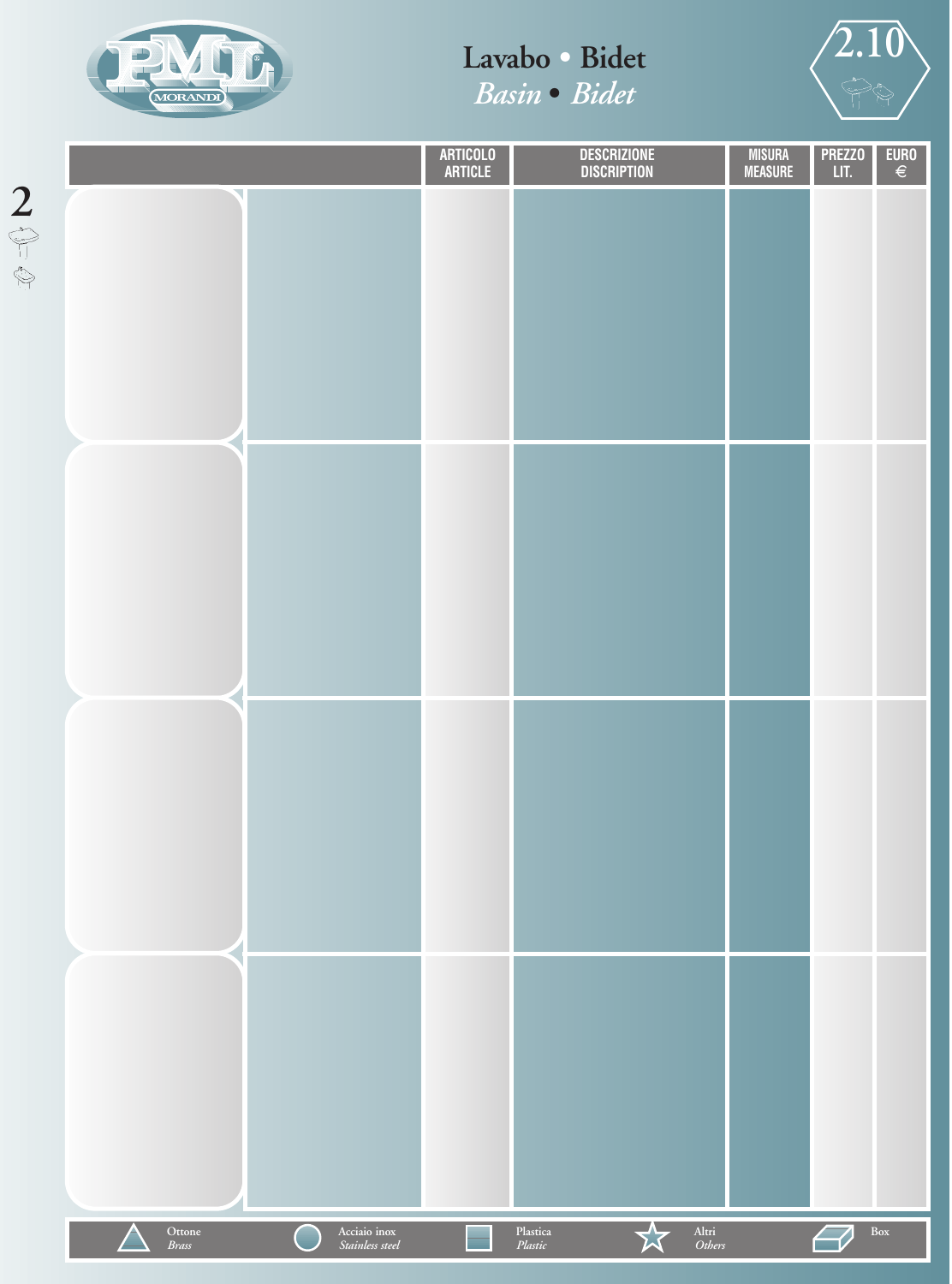# Lavabo • Bidet
## *Basin • Bidet*

2.10

| | | ARTICOLO<br>ARTICLE | DESCRIZIONE<br>DISCRIPTION | MISURA<br>MEASURE | PREZZO<br>LIT. | EURO<br>€ |
|---|---|---|---|---|---|---|
| | | | | | | |
| | | | | | | |
| | | | | | | |
| | | | | | | |

Ottone *Brass* — Acciaio inox *Stainless steel* — Plastica *Plastic* — Altri *Others* — Box